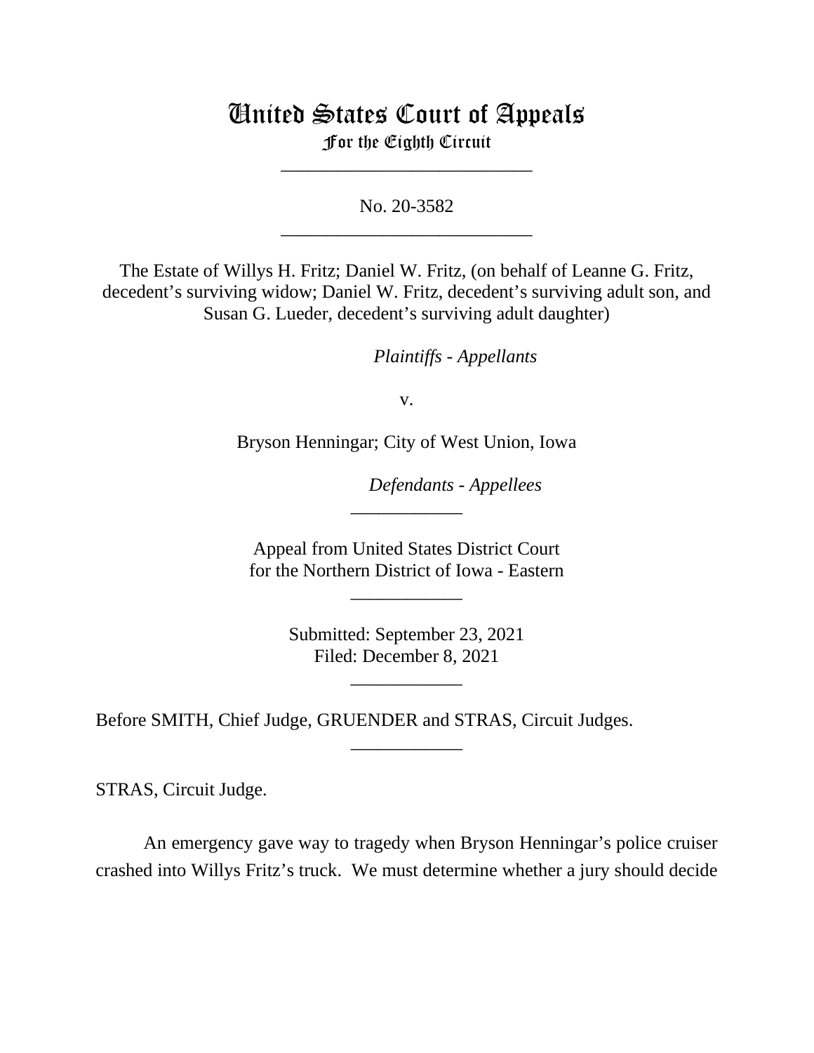# United States Court of Appeals

For the Eighth Circuit

___________________________

No. 20-3582

___________________________

The Estate of Willys H. Fritz; Daniel W. Fritz, (on behalf of Leanne G. Fritz, decedent's surviving widow; Daniel W. Fritz, decedent's surviving adult son, and Susan G. Lueder, decedent's surviving adult daughter)

*Plaintiffs - Appellants*

v.

Bryson Henningar; City of West Union, Iowa

*Defendants - Appellees*

____________

Appeal from United States District Court for the Northern District of Iowa - Eastern

____________

Submitted: September 23, 2021
Filed: December 8, 2021

____________

Before SMITH, Chief Judge, GRUENDER and STRAS, Circuit Judges.

____________

STRAS, Circuit Judge.

An emergency gave way to tragedy when Bryson Henningar's police cruiser crashed into Willys Fritz's truck. We must determine whether a jury should decide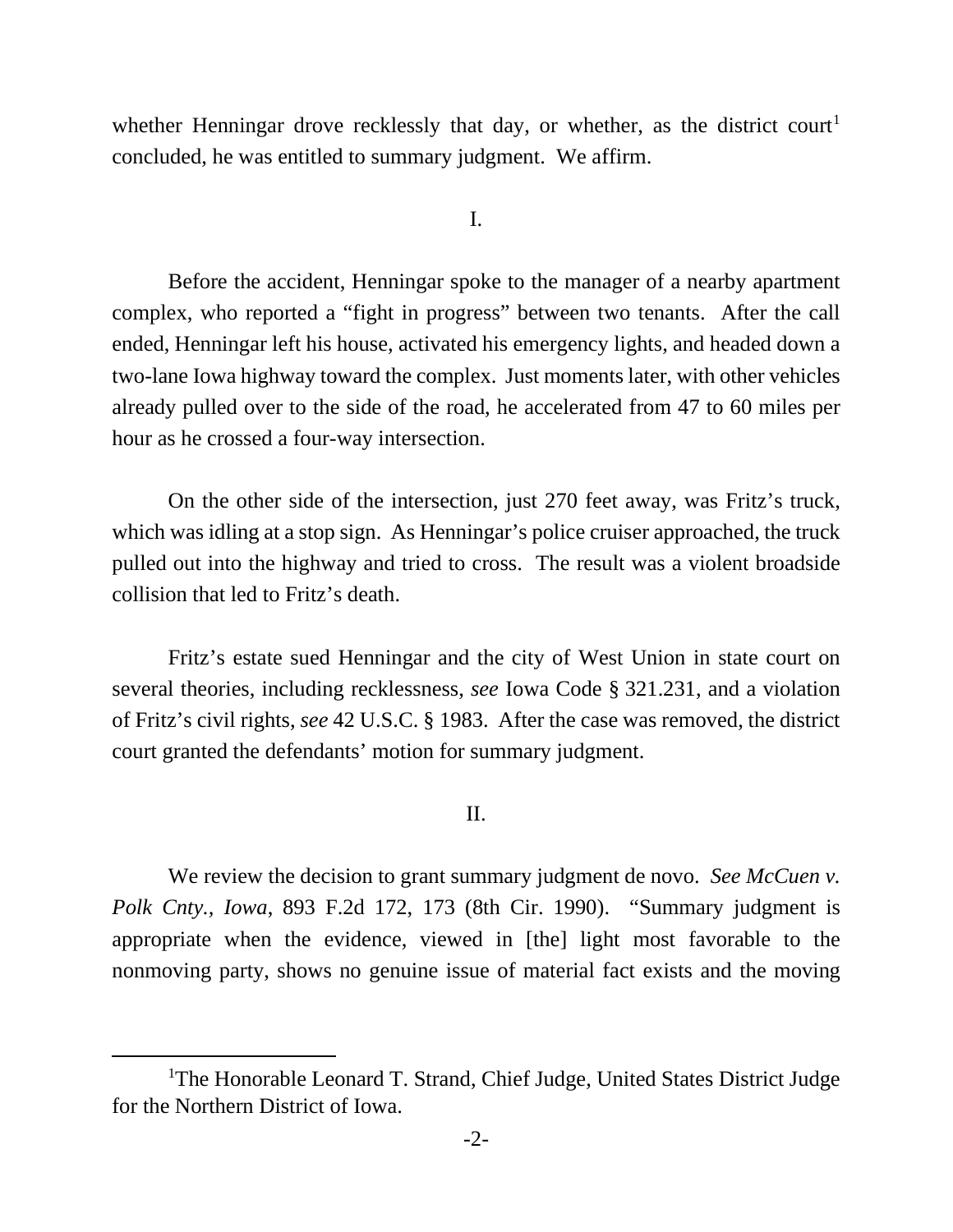whether Henningar drove recklessly that day, or whether, as the district court[1] concluded, he was entitled to summary judgment. We affirm.

I.

Before the accident, Henningar spoke to the manager of a nearby apartment complex, who reported a "fight in progress" between two tenants. After the call ended, Henningar left his house, activated his emergency lights, and headed down a two-lane Iowa highway toward the complex. Just moments later, with other vehicles already pulled over to the side of the road, he accelerated from 47 to 60 miles per hour as he crossed a four-way intersection.

On the other side of the intersection, just 270 feet away, was Fritz's truck, which was idling at a stop sign. As Henningar's police cruiser approached, the truck pulled out into the highway and tried to cross. The result was a violent broadside collision that led to Fritz's death.

Fritz's estate sued Henningar and the city of West Union in state court on several theories, including recklessness, *see* Iowa Code § 321.231, and a violation of Fritz's civil rights, *see* 42 U.S.C. § 1983. After the case was removed, the district court granted the defendants' motion for summary judgment.

II.

We review the decision to grant summary judgment de novo. *See McCuen v. Polk Cnty., Iowa*, 893 F.2d 172, 173 (8th Cir. 1990). "Summary judgment is appropriate when the evidence, viewed in [the] light most favorable to the nonmoving party, shows no genuine issue of material fact exists and the moving

[1] The Honorable Leonard T. Strand, Chief Judge, United States District Judge for the Northern District of Iowa.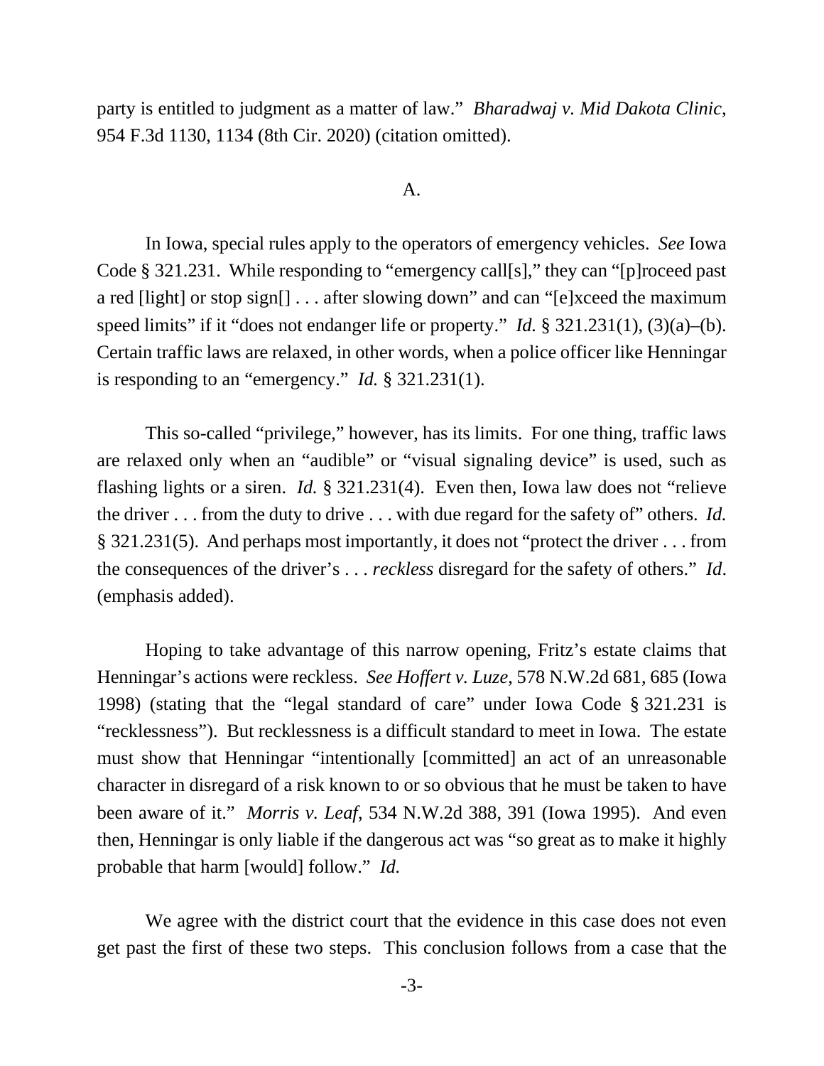party is entitled to judgment as a matter of law." *Bharadwaj v. Mid Dakota Clinic*, 954 F.3d 1130, 1134 (8th Cir. 2020) (citation omitted).

### A.

In Iowa, special rules apply to the operators of emergency vehicles. *See* Iowa Code § 321.231. While responding to "emergency call[s]," they can "[p]roceed past a red [light] or stop sign[] . . . after slowing down" and can "[e]xceed the maximum speed limits" if it "does not endanger life or property." *Id.* § 321.231(1), (3)(a)–(b). Certain traffic laws are relaxed, in other words, when a police officer like Henningar is responding to an "emergency." *Id.* § 321.231(1).

This so-called "privilege," however, has its limits. For one thing, traffic laws are relaxed only when an "audible" or "visual signaling device" is used, such as flashing lights or a siren. *Id.* § 321.231(4). Even then, Iowa law does not "relieve the driver . . . from the duty to drive . . . with due regard for the safety of" others. *Id.* § 321.231(5). And perhaps most importantly, it does not "protect the driver . . . from the consequences of the driver's . . . *reckless* disregard for the safety of others." *Id*. (emphasis added).

Hoping to take advantage of this narrow opening, Fritz's estate claims that Henningar's actions were reckless. *See Hoffert v. Luze*, 578 N.W.2d 681, 685 (Iowa 1998) (stating that the "legal standard of care" under Iowa Code § 321.231 is "recklessness"). But recklessness is a difficult standard to meet in Iowa. The estate must show that Henningar "intentionally [committed] an act of an unreasonable character in disregard of a risk known to or so obvious that he must be taken to have been aware of it." *Morris v. Leaf*, 534 N.W.2d 388, 391 (Iowa 1995). And even then, Henningar is only liable if the dangerous act was "so great as to make it highly probable that harm [would] follow." *Id.*

We agree with the district court that the evidence in this case does not even get past the first of these two steps. This conclusion follows from a case that the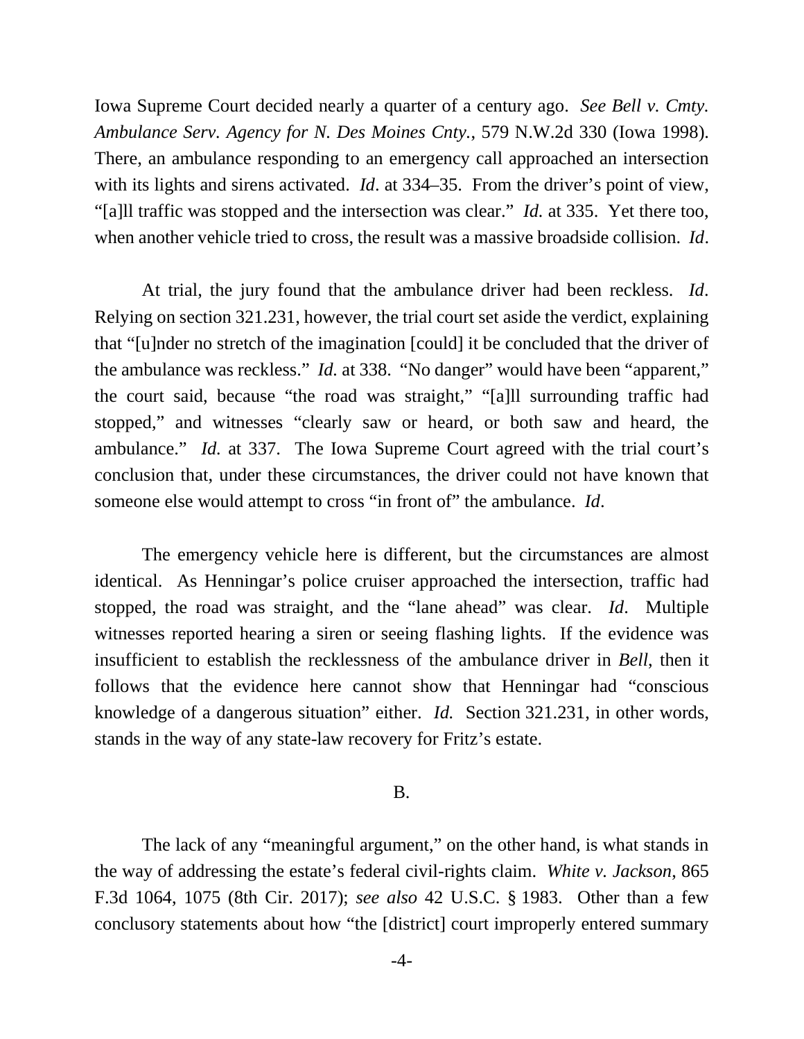Iowa Supreme Court decided nearly a quarter of a century ago. *See Bell v. Cmty. Ambulance Serv. Agency for N. Des Moines Cnty.*, 579 N.W.2d 330 (Iowa 1998). There, an ambulance responding to an emergency call approached an intersection with its lights and sirens activated. *Id*. at 334–35. From the driver's point of view, "[a]ll traffic was stopped and the intersection was clear." *Id.* at 335. Yet there too, when another vehicle tried to cross, the result was a massive broadside collision. *Id*.

At trial, the jury found that the ambulance driver had been reckless. *Id*. Relying on section 321.231, however, the trial court set aside the verdict, explaining that "[u]nder no stretch of the imagination [could] it be concluded that the driver of the ambulance was reckless." *Id.* at 338. "No danger" would have been "apparent," the court said, because "the road was straight," "[a]ll surrounding traffic had stopped," and witnesses "clearly saw or heard, or both saw and heard, the ambulance." *Id.* at 337. The Iowa Supreme Court agreed with the trial court's conclusion that, under these circumstances, the driver could not have known that someone else would attempt to cross "in front of" the ambulance. *Id*.

The emergency vehicle here is different, but the circumstances are almost identical. As Henningar's police cruiser approached the intersection, traffic had stopped, the road was straight, and the "lane ahead" was clear. *Id*. Multiple witnesses reported hearing a siren or seeing flashing lights. If the evidence was insufficient to establish the recklessness of the ambulance driver in *Bell*, then it follows that the evidence here cannot show that Henningar had "conscious knowledge of a dangerous situation" either. *Id.* Section 321.231, in other words, stands in the way of any state-law recovery for Fritz's estate.

## B.

The lack of any "meaningful argument," on the other hand, is what stands in the way of addressing the estate's federal civil-rights claim. *White v. Jackson*, 865 F.3d 1064, 1075 (8th Cir. 2017); *see also* 42 U.S.C. § 1983. Other than a few conclusory statements about how "the [district] court improperly entered summary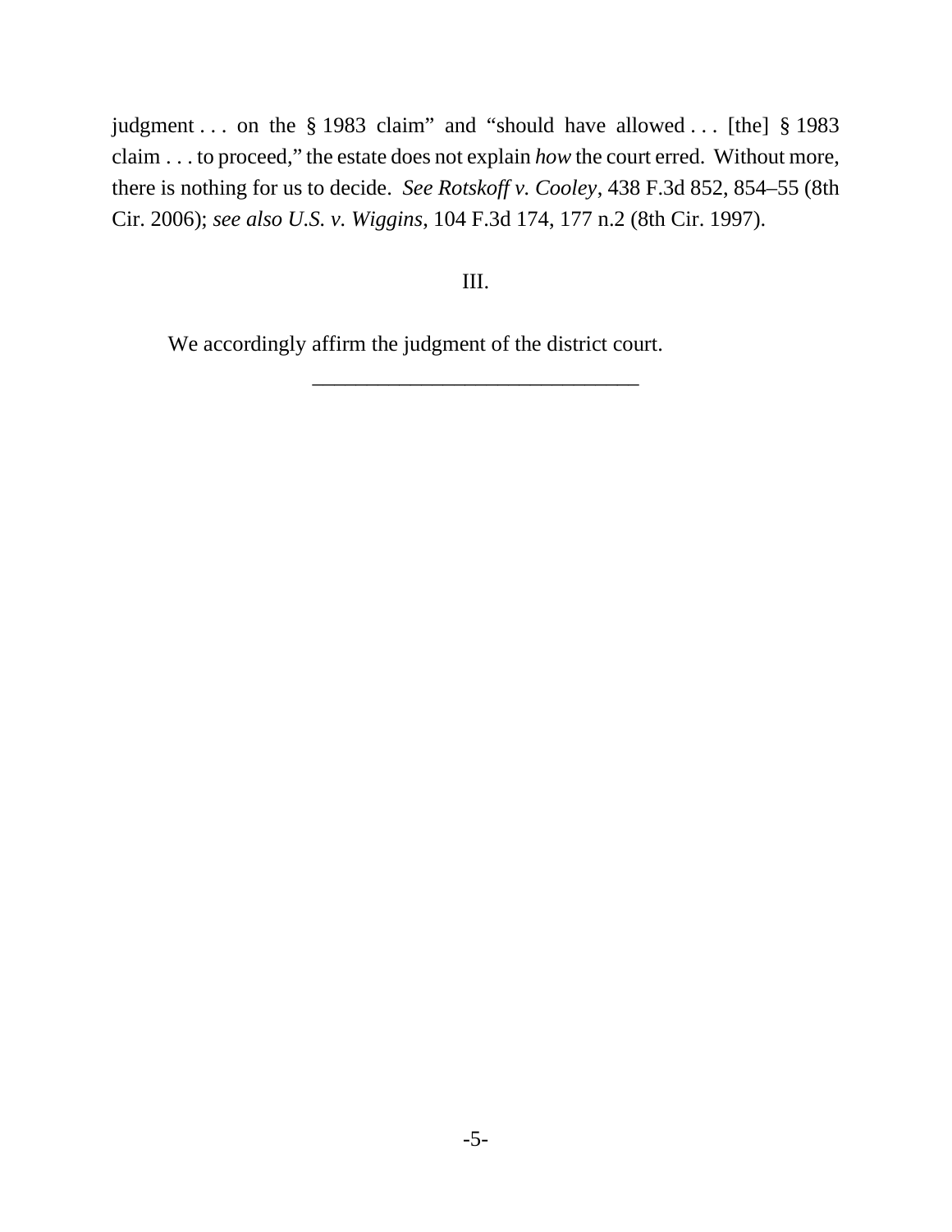judgment . . . on the § 1983 claim" and "should have allowed . . . [the] § 1983 claim . . . to proceed," the estate does not explain *how* the court erred. Without more, there is nothing for us to decide. *See Rotskoff v. Cooley*, 438 F.3d 852, 854–55 (8th Cir. 2006); *see also U.S. v. Wiggins*, 104 F.3d 174, 177 n.2 (8th Cir. 1997).

III.

We accordingly affirm the judgment of the district court.

______________________________